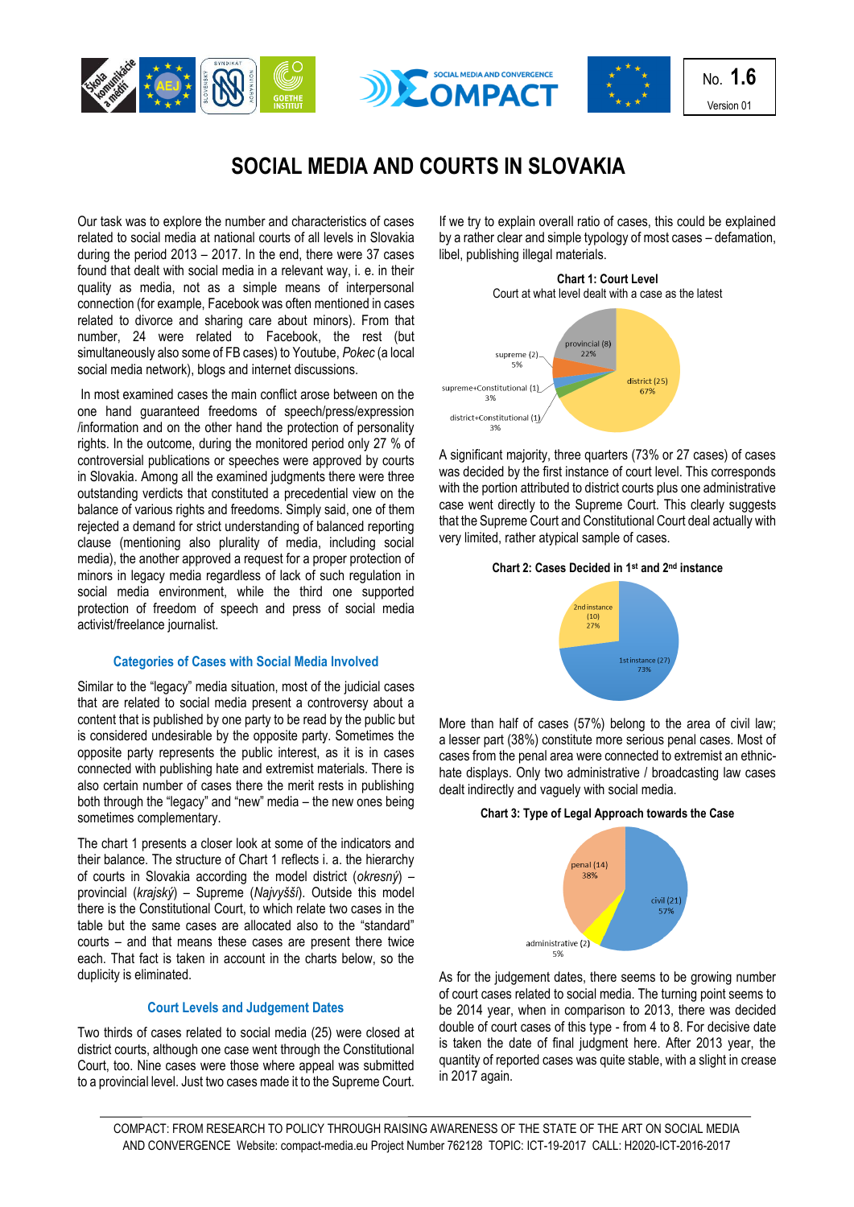No. **1.6**

Version 01

# SOCIAL MEDIA AND COURTS IN SLOVAKIA

Our task was to explore the number and characteristics of cases related to social media at national courts of all levels in Slovakia during the period 2013 – 2017. In the end, there were 37 cases found that dealt with social media in a relevant way, i. e. in their quality as media, not as a simple means of interpersonal connection (for example, Facebook was often mentioned in cases related to divorce and sharing care about minors). From that number, 24 were related to Facebook, the rest (but simultaneously also some of FB cases) to Youtube, *Pokec* (a local social media network), blogs and internet discussions.

In most examined cases the main conflict arose between on the one hand guaranteed freedoms of speech/press/expression /information and on the other hand the protection of personality rights. In the outcome, during the monitored period only 27 % of controversial publications or speeches were approved by courts in Slovakia. Among all the examined judgments there were three outstanding verdicts that constituted a precedential view on the balance of various rights and freedoms. Simply said, one of them rejected a demand for strict understanding of balanced reporting clause (mentioning also plurality of media, including social media), the another approved a request for a proper protection of minors in legacy media regardless of lack of such regulation in social media environment, while the third one supported protection of freedom of speech and press of social media activist/freelance journalist.

## Categories of Cases with Social Media Involved

Similar to the "legacy" media situation, most of the judicial cases that are related to social media present a controversy about a content that is published by one party to be read by the public but is considered undesirable by the opposite party. Sometimes the opposite party represents the public interest, as it is in cases connected with publishing hate and extremist materials. There is also certain number of cases there the merit rests in publishing both through the "legacy" and "new" media – the new ones being sometimes complementary.

The chart 1 presents a closer look at some of the indicators and their balance. The structure of Chart 1 reflects i. a. the hierarchy of courts in Slovakia according the model district (*okresný*) – provincial (*krajský*) – Supreme (*Najvyšší*). Outside this model there is the Constitutional Court, to which relate two cases in the table but the same cases are allocated also to the "standard" courts – and that means these cases are present there twice each. That fact is taken in account in the charts below, so the duplicity is eliminated.

## Court Levels and Judgement Dates

Two thirds of cases related to social media (25) were closed at district courts, although one case went through the Constitutional Court, too. Nine cases were those where appeal was submitted to a provincial level. Just two cases made it to the Supreme Court.

If we try to explain overall ratio of cases, this could be explained by a rather clear and simple typology of most cases – defamation, libel, publishing illegal materials.

**Chart 1: Court Level**

Court at what level dealt with a case as the latest

| Court level | Cases | Share |
|---|---|---|
| district | 25 | 67% |
| provincial | 8 | 22% |
| supreme | 2 | 5% |
| supreme+Constitutional | 1 | 3% |
| district+Constitutional | 1 | 3% |

A significant majority, three quarters (73% or 27 cases) of cases was decided by the first instance of court level. This corresponds with the portion attributed to district courts plus one administrative case went directly to the Supreme Court. This clearly suggests that the Supreme Court and Constitutional Court deal actually with very limited, rather atypical sample of cases.

**Chart 2: Cases Decided in 1st and 2nd instance**

| Instance | Cases | Share |
|---|---|---|
| 1st instance | 27 | 73% |
| 2nd instance | 10 | 27% |

More than half of cases (57%) belong to the area of civil law; a lesser part (38%) constitute more serious penal cases. Most of cases from the penal area were connected to extremist an ethnic-hate displays. Only two administrative / broadcasting law cases dealt indirectly and vaguely with social media.

**Chart 3: Type of Legal Approach towards the Case**

| Type | Cases | Share |
|---|---|---|
| civil | 21 | 57% |
| penal | 14 | 38% |
| administrative | 2 | 5% |

As for the judgement dates, there seems to be growing number of court cases related to social media. The turning point seems to be 2014 year, when in comparison to 2013, there was decided double of court cases of this type - from 4 to 8. For decisive date is taken the date of final judgment here. After 2013 year, the quantity of reported cases was quite stable, with a slight in crease in 2017 again.

COMPACT: FROM RESEARCH TO POLICY THROUGH RAISING AWARENESS OF THE STATE OF THE ART ON SOCIAL MEDIA AND CONVERGENCE Website: compact-media.eu Project Number 762128 TOPIC: ICT-19-2017 CALL: H2020-ICT-2016-2017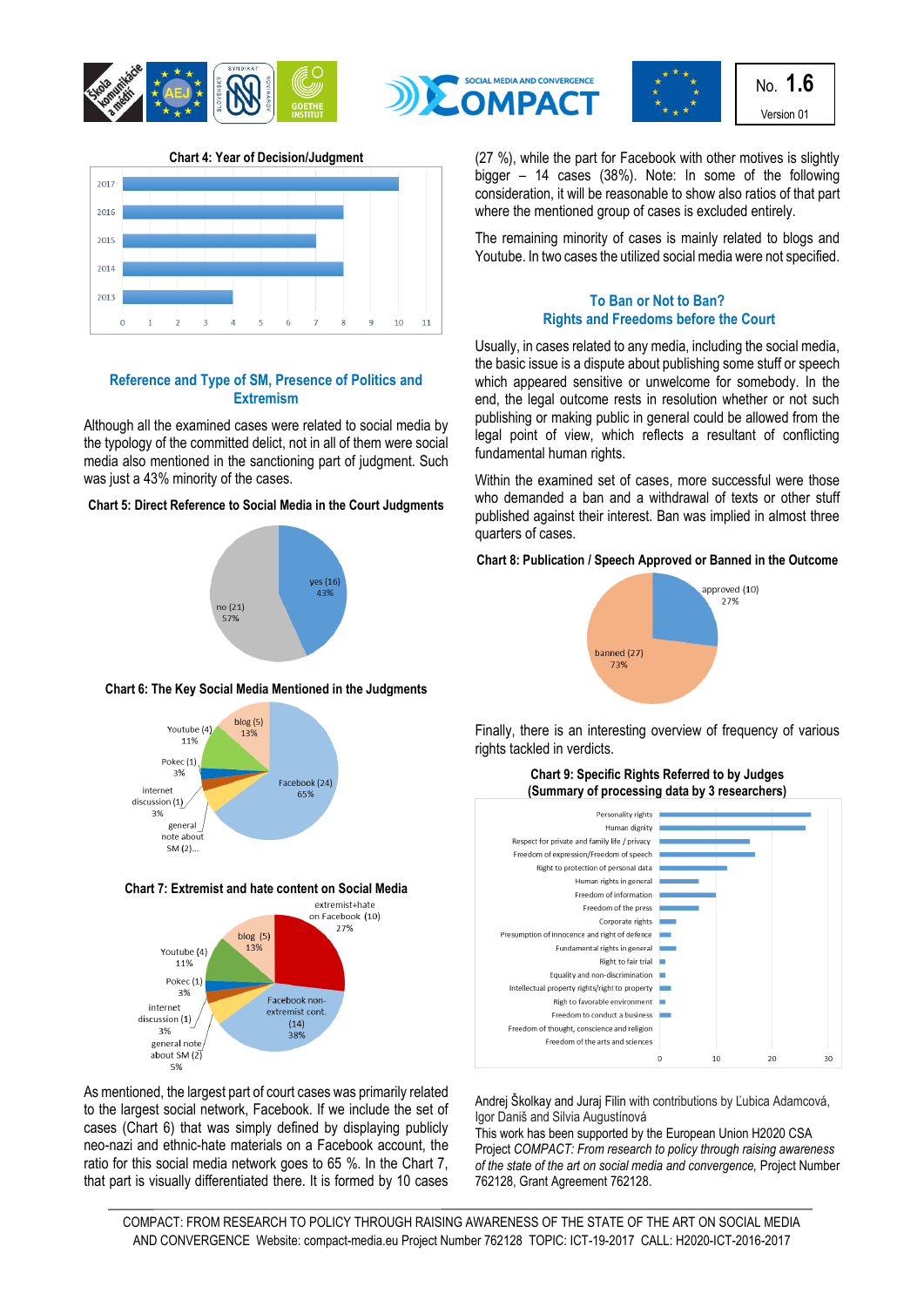**Chart 4: Year of Decision/Judgment**

2017
2016
2015
2014
2013

0 1 2 3 4 5 6 7 8 9 10 11

### Reference and Type of SM, Presence of Politics and Extremism

Although all the examined cases were related to social media by the typology of the committed delict, not in all of them were social media also mentioned in the sanctioning part of judgment. Such was just a 43% minority of the cases.

**Chart 5: Direct Reference to Social Media in the Court Judgments**

yes (16)
43%

no (21)
57%

**Chart 6: The Key Social Media Mentioned in the Judgments**

blog (5)
13%

Youtube (4)
11%

Pokec (1)
3%

internet discussion (1)
3%

general note about SM (2)...

Facebook (24)
65%

**Chart 7: Extremist and hate content on Social Media**

extremist+hate on Facebook (10)
27%

blog (5)
13%

Youtube (4)
11%

Pokec (1)
3%

internet discussion (1)
3%

general note about SM (2)
5%

Facebook non-extremist cont. (14)
38%

As mentioned, the largest part of court cases was primarily related to the largest social network, Facebook. If we include the set of cases (Chart 6) that was simply defined by displaying publicly neo-nazi and ethnic-hate materials on a Facebook account, the ratio for this social media network goes to 65 %. In the Chart 7, that part is visually differentiated there. It is formed by 10 cases (27 %), while the part for Facebook with other motives is slightly bigger – 14 cases (38%). Note: In some of the following consideration, it will be reasonable to show also ratios of that part where the mentioned group of cases is excluded entirely.

The remaining minority of cases is mainly related to blogs and Youtube. In two cases the utilized social media were not specified.

### To Ban or Not to Ban? Rights and Freedoms before the Court

Usually, in cases related to any media, including the social media, the basic issue is a dispute about publishing some stuff or speech which appeared sensitive or unwelcome for somebody. In the end, the legal outcome rests in resolution whether or not such publishing or making public in general could be allowed from the legal point of view, which reflects a resultant of conflicting fundamental human rights.

Within the examined set of cases, more successful were those who demanded a ban and a withdrawal of texts or other stuff published against their interest. Ban was implied in almost three quarters of cases.

**Chart 8: Publication / Speech Approved or Banned in the Outcome**

approved (10)
27%

banned (27)
73%

Finally, there is an interesting overview of frequency of various rights tackled in verdicts.

**Chart 9: Specific Rights Referred to by Judges (Summary of processing data by 3 researchers)**

Personality rights
Human dignity
Respect for private and family life / privacy
Freedom of expression/Freedom of speech
Right to protection of personal data
Human rights in general
Freedom of information
Freedom of the press
Corporate rights
Presumption of innocence and right of defence
Fundamental rights in general
Right to fair trial
Equality and non-discrimination
Intellectual property rights/right to property
Righ to favorable environment
Freedom to conduct a business
Freedom of thought, conscience and religion
Freedom of the arts and sciences

0 10 20 30

Andrej Školkay and Juraj Filin with contributions by Ľubica Adamcová, Igor Daniš and Silvia Augustínová

This work has been supported by the European Union H2020 CSA Project *COMPACT: From research to policy through raising awareness of the state of the art on social media and convergence*, Project Number 762128, Grant Agreement 762128.